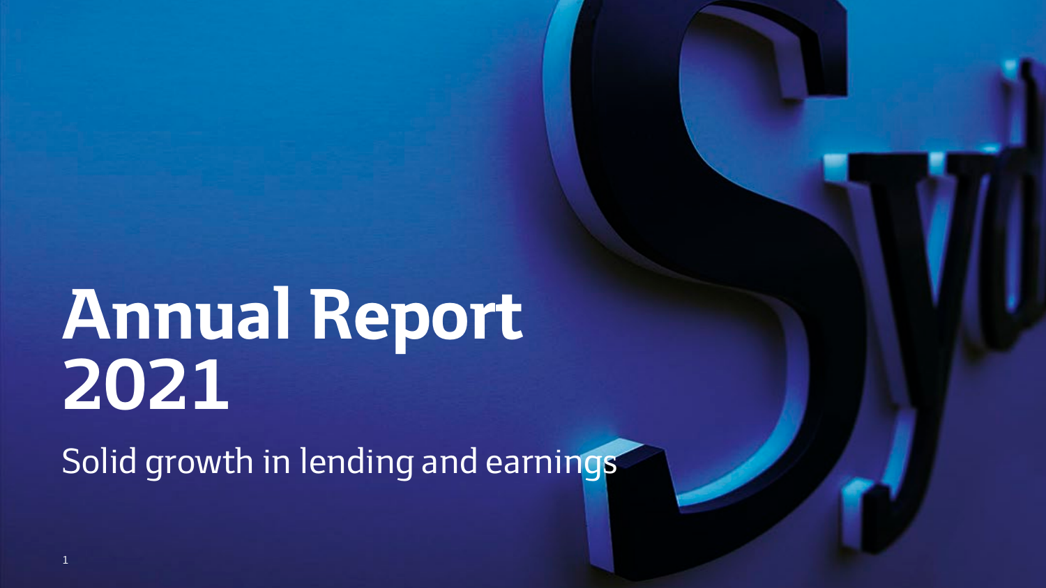# Annual Report 2021

Solid growth in lending and earnings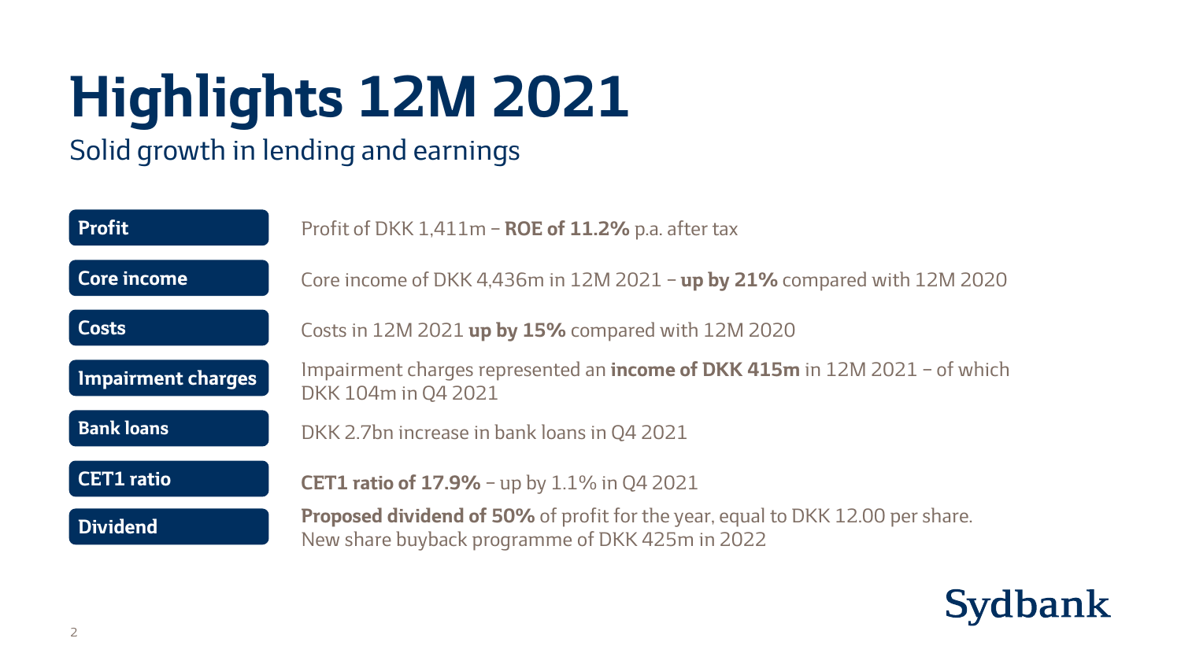# Highlights 12M 2021

Solid growth in lending and earnings

| | |
|---|---|
| **Profit** | Profit of DKK 1,411m – **ROE of 11.2%** p.a. after tax |
| **Core income** | Core income of DKK 4,436m in 12M 2021 – **up by 21%** compared with 12M 2020 |
| **Costs** | Costs in 12M 2021 **up by 15%** compared with 12M 2020 |
| **Impairment charges** | Impairment charges represented an **income of DKK 415m** in 12M 2021 – of which DKK 104m in Q4 2021 |
| **Bank loans** | DKK 2.7bn increase in bank loans in Q4 2021 |
| **CET1 ratio** | **CET1 ratio of 17.9%** – up by 1.1% in Q4 2021 |
| **Dividend** | **Proposed dividend of 50%** of profit for the year, equal to DKK 12.00 per share. New share buyback programme of DKK 425m in 2022 |

Sydbank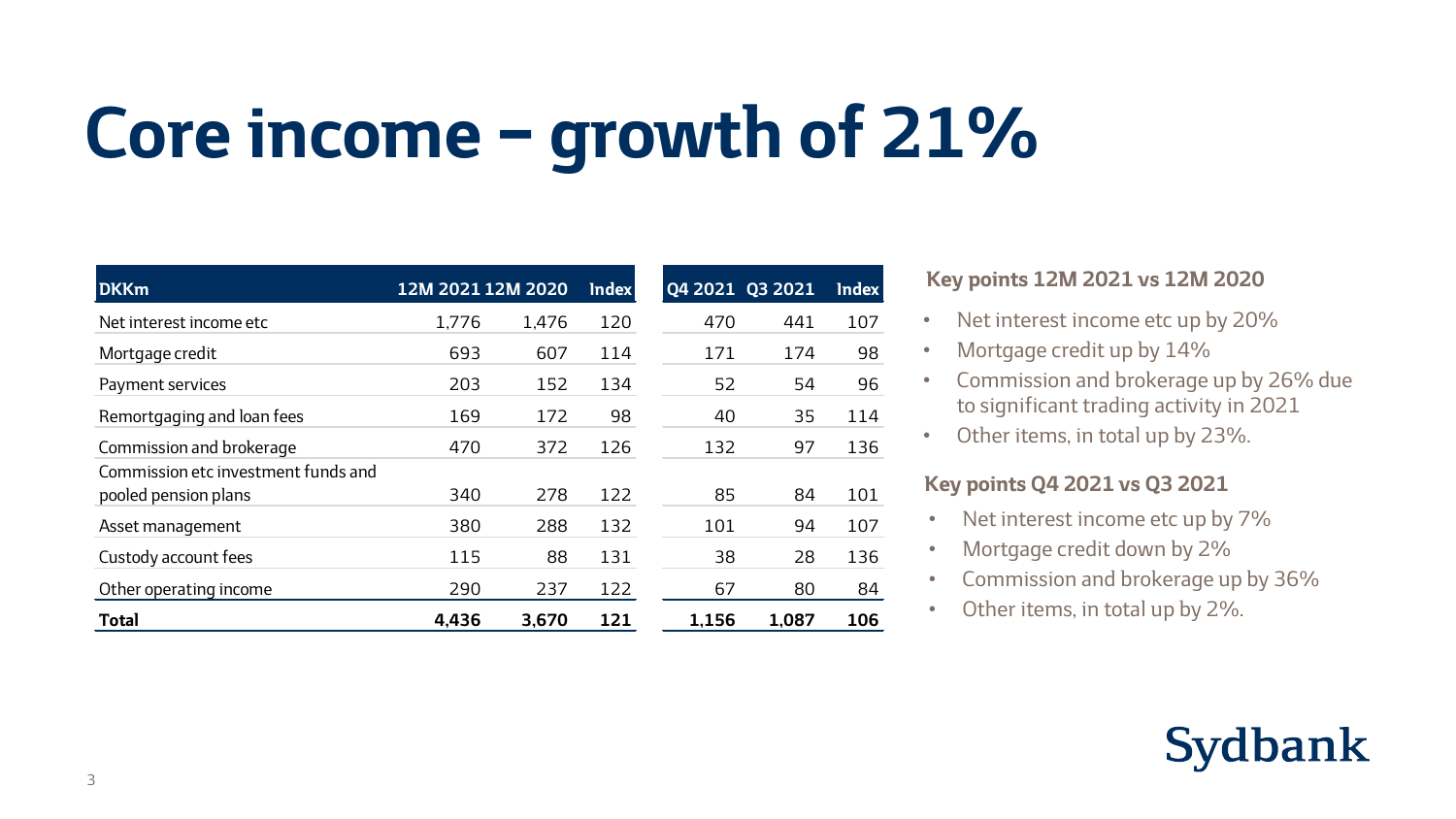# Core income – growth of 21%

| DKKm | 12M 2021 | 12M 2020 | Index | Q4 2021 | Q3 2021 | Index |
|---|---|---|---|---|---|---|
| Net interest income etc | 1,776 | 1,476 | 120 | 470 | 441 | 107 |
| Mortgage credit | 693 | 607 | 114 | 171 | 174 | 98 |
| Payment services | 203 | 152 | 134 | 52 | 54 | 96 |
| Remortgaging and loan fees | 169 | 172 | 98 | 40 | 35 | 114 |
| Commission and brokerage | 470 | 372 | 126 | 132 | 97 | 136 |
| Commission etc investment funds and pooled pension plans | 340 | 278 | 122 | 85 | 84 | 101 |
| Asset management | 380 | 288 | 132 | 101 | 94 | 107 |
| Custody account fees | 115 | 88 | 131 | 38 | 28 | 136 |
| Other operating income | 290 | 237 | 122 | 67 | 80 | 84 |
| **Total** | **4,436** | **3,670** | **121** | **1,156** | **1,087** | **106** |

### Key points 12M 2021 vs 12M 2020

- Net interest income etc up by 20%
- Mortgage credit up by 14%
- Commission and brokerage up by 26% due to significant trading activity in 2021
- Other items, in total up by 23%.

### Key points Q4 2021 vs Q3 2021

- Net interest income etc up by 7%
- Mortgage credit down by 2%
- Commission and brokerage up by 36%
- Other items, in total up by 2%.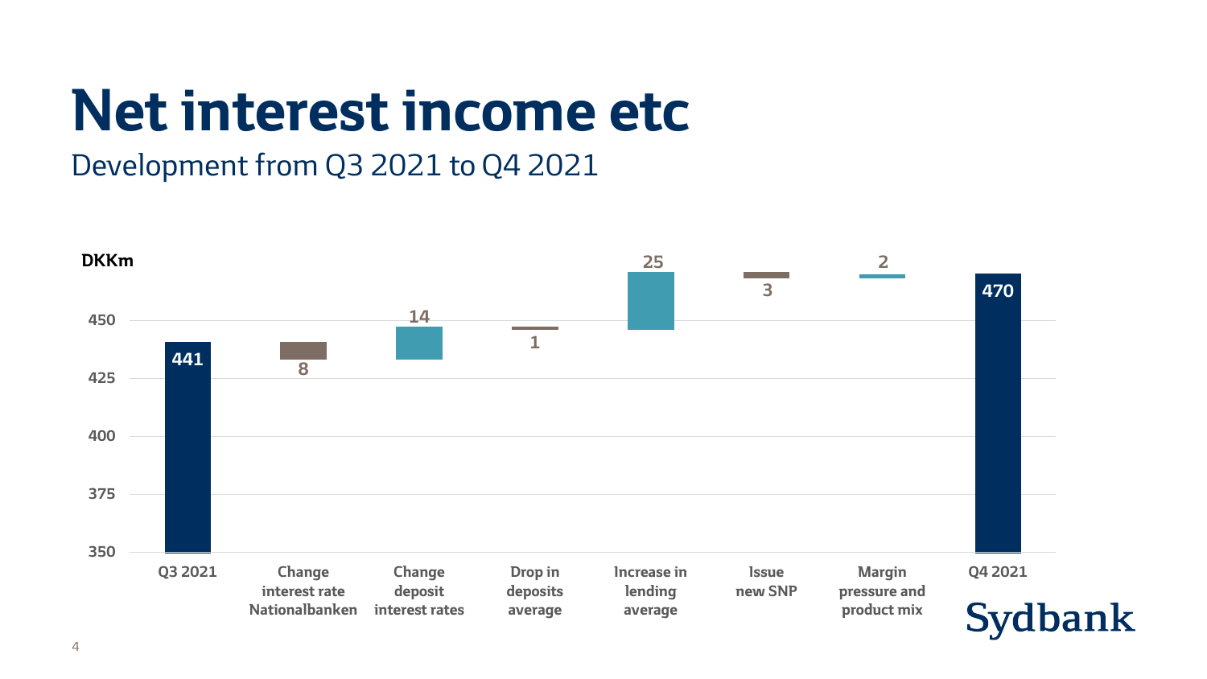# Net interest income etc

Development from Q3 2021 to Q4 2021

DKKm

| | Q3 2021 | Change interest rate Nationalbanken | Change deposit interest rates | Drop in deposits average | Increase in lending average | Issue new SNP | Margin pressure and product mix | Q4 2021 |
|---|---|---|---|---|---|---|---|---|
| DKKm | 441 | 8 | 14 | 1 | 25 | 3 | 2 | 470 |

Sydbank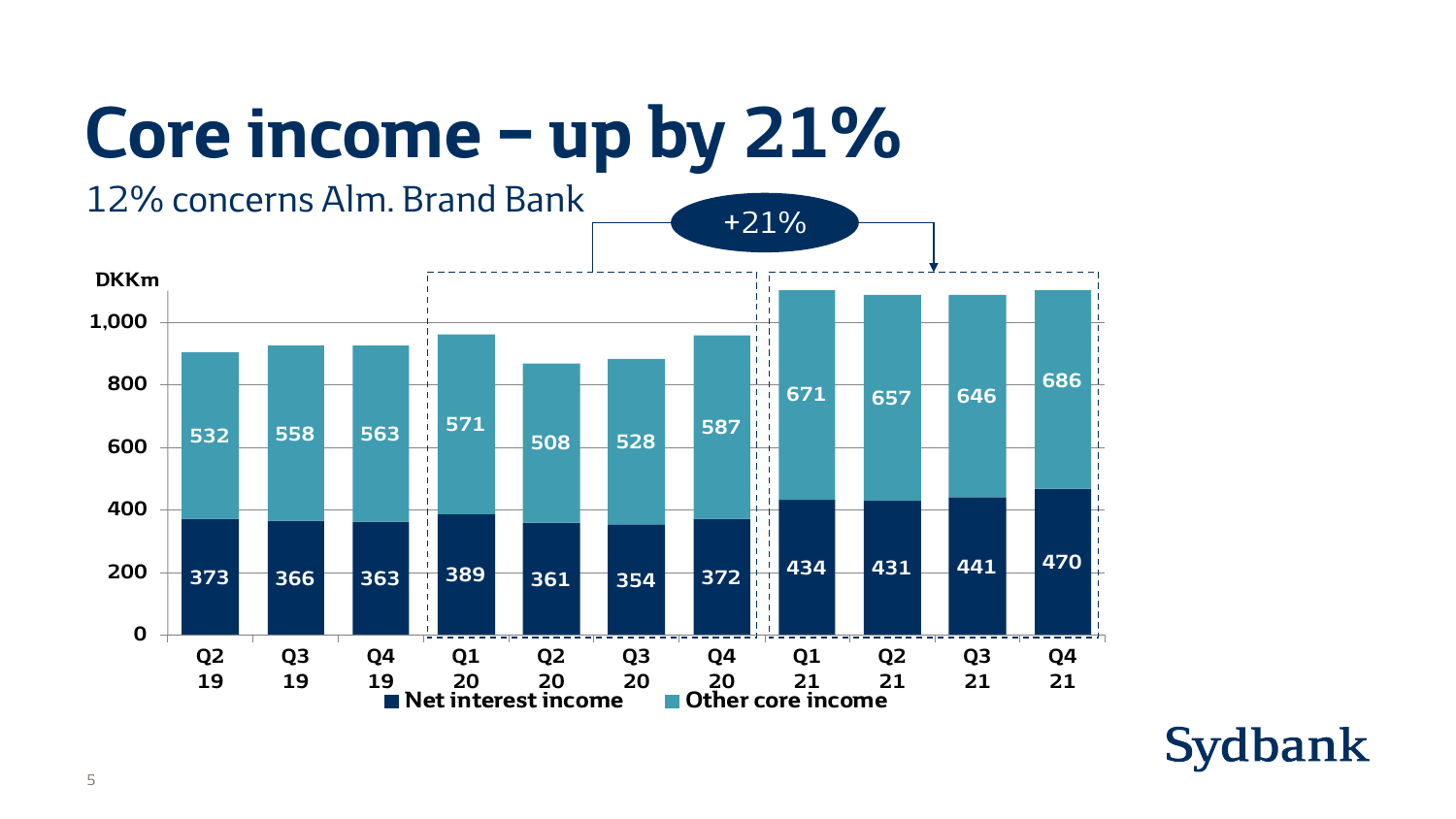# Core income – up by 21%

12% concerns Alm. Brand Bank

+21%

DKKm

| | Q2 19 | Q3 19 | Q4 19 | Q1 20 | Q2 20 | Q3 20 | Q4 20 | Q1 21 | Q2 21 | Q3 21 | Q4 21 |
|---|---|---|---|---|---|---|---|---|---|---|---|
| Net interest income | 373 | 366 | 363 | 389 | 361 | 354 | 372 | 434 | 431 | 441 | 470 |
| Other core income | 532 | 558 | 563 | 571 | 508 | 528 | 587 | 671 | 657 | 646 | 686 |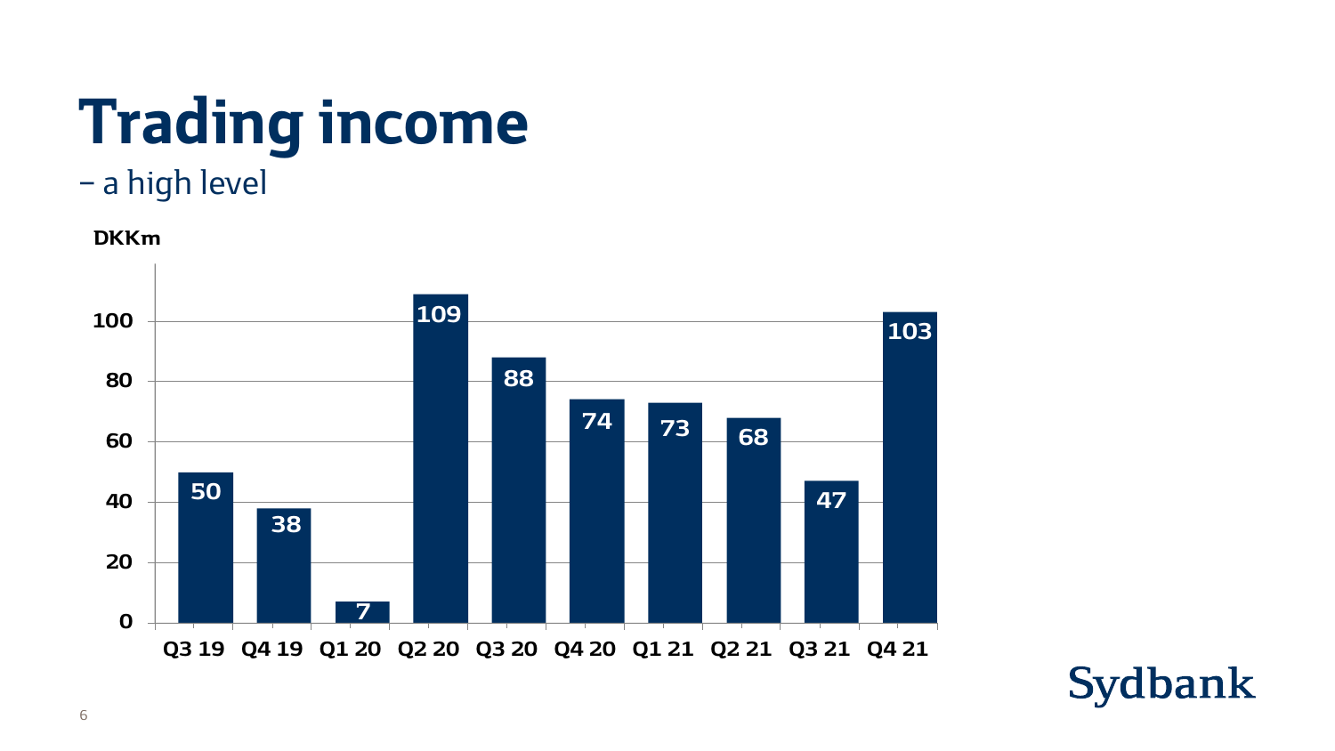# Trading income

– a high level

DKKm

| Quarter | Trading income (DKKm) |
|---|---|
| Q3 19 | 50 |
| Q4 19 | 38 |
| Q1 20 | 7 |
| Q2 20 | 109 |
| Q3 20 | 88 |
| Q4 20 | 74 |
| Q1 21 | 73 |
| Q2 21 | 68 |
| Q3 21 | 47 |
| Q4 21 | 103 |

Sydbank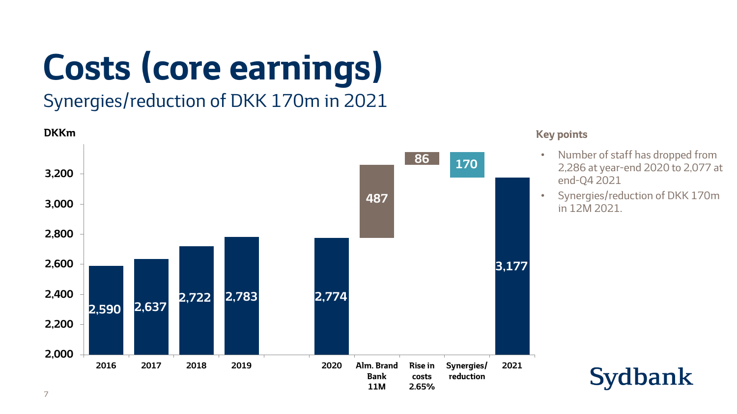# Costs (core earnings)

## Synergies/reduction of DKK 170m in 2021

DKKm

| | 2016 | 2017 | 2018 | 2019 | 2020 | Alm. Brand Bank 11M | Rise in costs 2.65% | Synergies/ reduction | 2021 |
|---|---|---|---|---|---|---|---|---|---|
| DKKm | 2,590 | 2,637 | 2,722 | 2,783 | 2,774 | 487 | 86 | 170 | 3,177 |

**Key points**

- Number of staff has dropped from 2,286 at year-end 2020 to 2,077 at end-Q4 2021
- Synergies/reduction of DKK 170m in 12M 2021.

Sydbank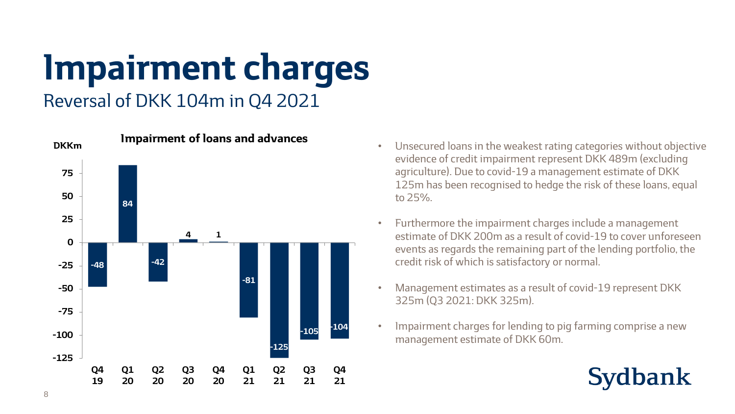# Impairment charges

## Reversal of DKK 104m in Q4 2021

**Impairment of loans and advances**

DKKm

| Quarter | Q4 19 | Q1 20 | Q2 20 | Q3 20 | Q4 20 | Q1 21 | Q2 21 | Q3 21 | Q4 21 |
|---|---|---|---|---|---|---|---|---|---|
| Impairment | -48 | 84 | -42 | 4 | 1 | -81 | -125 | -105 | -104 |

- Unsecured loans in the weakest rating categories without objective evidence of credit impairment represent DKK 489m (excluding agriculture). Due to covid-19 a management estimate of DKK 125m has been recognised to hedge the risk of these loans, equal to 25%.
- Furthermore the impairment charges include a management estimate of DKK 200m as a result of covid-19 to cover unforeseen events as regards the remaining part of the lending portfolio, the credit risk of which is satisfactory or normal.
- Management estimates as a result of covid-19 represent DKK 325m (Q3 2021: DKK 325m).
- Impairment charges for lending to pig farming comprise a new management estimate of DKK 60m.

Sydbank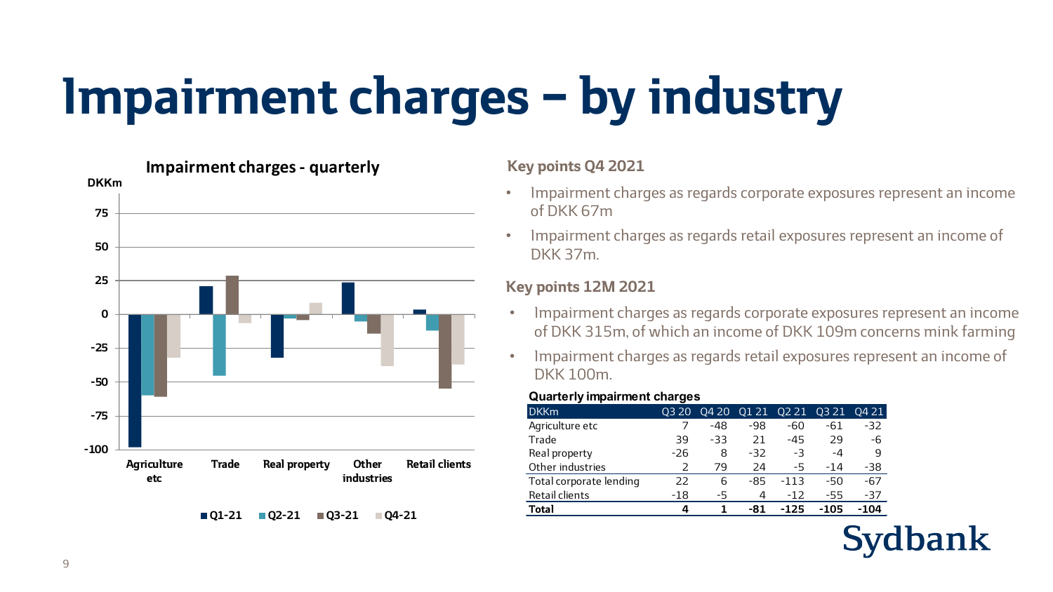# Impairment charges – by industry

**Impairment charges - quarterly**

DKKm

| | Q1-21 | Q2-21 | Q3-21 | Q4-21 |
|---|---|---|---|---|
| Agriculture etc | | | | |
| Trade | | | | |
| Real property | | | | |
| Other industries | | | | |
| Retail clients | | | | |

### Key points Q4 2021

- Impairment charges as regards corporate exposures represent an income of DKK 67m
- Impairment charges as regards retail exposures represent an income of DKK 37m.

### Key points 12M 2021

- Impairment charges as regards corporate exposures represent an income of DKK 315m, of which an income of DKK 109m concerns mink farming
- Impairment charges as regards retail exposures represent an income of DKK 100m.

**Quarterly impairment charges**

| DKKm | Q3 20 | Q4 20 | Q1 21 | Q2 21 | Q3 21 | Q4 21 |
|---|---|---|---|---|---|---|
| Agriculture etc | 7 | -48 | -98 | -60 | -61 | -32 |
| Trade | 39 | -33 | 21 | -45 | 29 | -6 |
| Real property | -26 | 8 | -32 | -3 | -4 | 9 |
| Other industries | 2 | 79 | 24 | -5 | -14 | -38 |
| Total corporate lending | 22 | 6 | -85 | -113 | -50 | -67 |
| Retail clients | -18 | -5 | 4 | -12 | -55 | -37 |
| **Total** | **4** | **1** | **-81** | **-125** | **-105** | **-104** |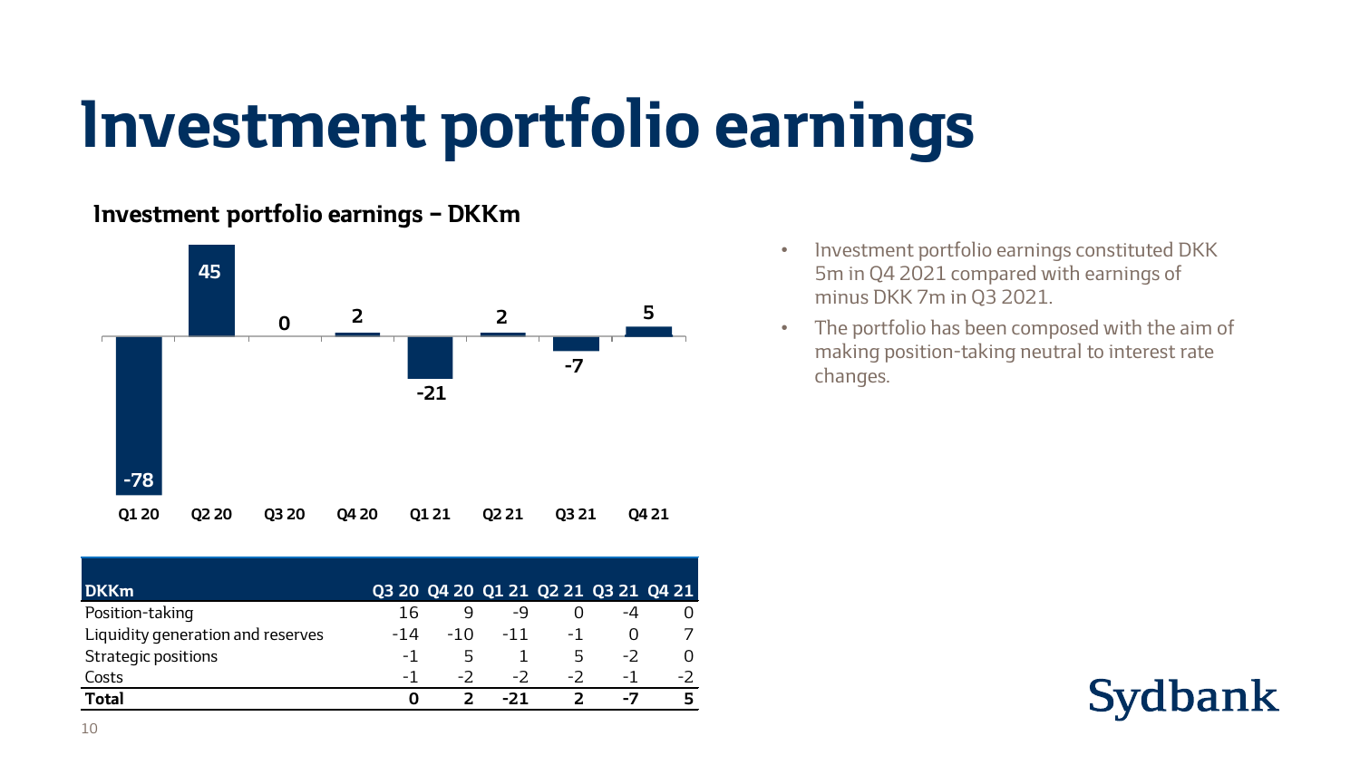# Investment portfolio earnings

### Investment portfolio earnings – DKKm

| Q1 20 | Q2 20 | Q3 20 | Q4 20 | Q1 21 | Q2 21 | Q3 21 | Q4 21 |
|---|---|---|---|---|---|---|---|
| -78 | 45 | 0 | 2 | -21 | 2 | -7 | 5 |

- Investment portfolio earnings constituted DKK 5m in Q4 2021 compared with earnings of minus DKK 7m in Q3 2021.
- The portfolio has been composed with the aim of making position-taking neutral to interest rate changes.

| DKKm | Q3 20 | Q4 20 | Q1 21 | Q2 21 | Q3 21 | Q4 21 |
|---|---|---|---|---|---|---|
| Position-taking | 16 | 9 | -9 | 0 | -4 | 0 |
| Liquidity generation and reserves | -14 | -10 | -11 | -1 | 0 | 7 |
| Strategic positions | -1 | 5 | 1 | 5 | -2 | 0 |
| Costs | -1 | -2 | -2 | -2 | -1 | -2 |
| **Total** | **0** | **2** | **-21** | **2** | **-7** | **5** |

Sydbank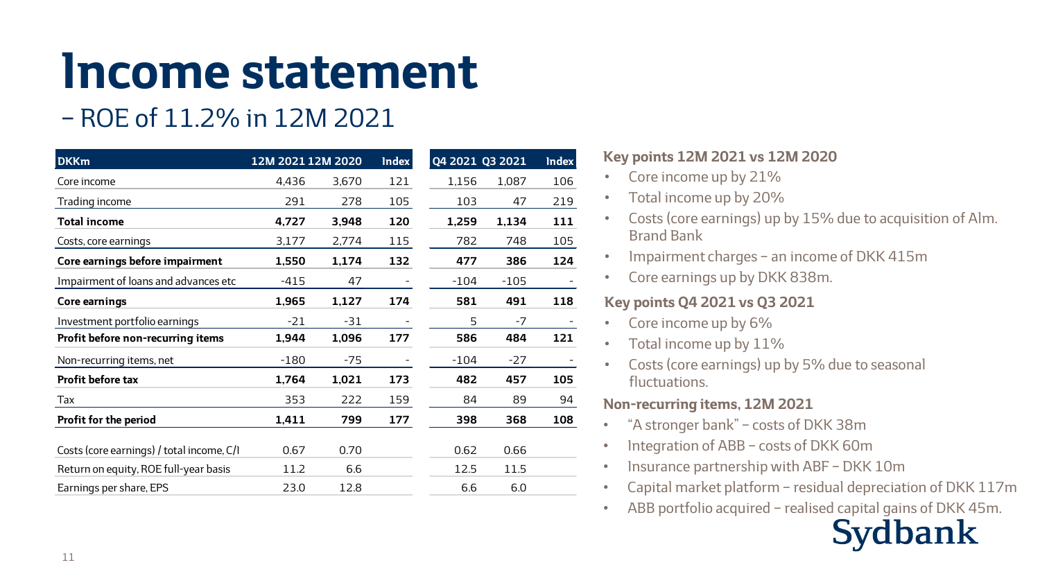# Income statement

– ROE of 11.2% in 12M 2021

| DKKm | 12M 2021 | 12M 2020 | Index | Q4 2021 | Q3 2021 | Index |
|---|---|---|---|---|---|---|
| Core income | 4,436 | 3,670 | 121 | 1,156 | 1,087 | 106 |
| Trading income | 291 | 278 | 105 | 103 | 47 | 219 |
| **Total income** | **4,727** | **3,948** | **120** | **1,259** | **1,134** | **111** |
| Costs, core earnings | 3,177 | 2,774 | 115 | 782 | 748 | 105 |
| **Core earnings before impairment** | **1,550** | **1,174** | **132** | **477** | **386** | **124** |
| Impairment of loans and advances etc | -415 | 47 | - | -104 | -105 | - |
| **Core earnings** | **1,965** | **1,127** | **174** | **581** | **491** | **118** |
| Investment portfolio earnings | -21 | -31 | - | 5 | -7 | - |
| **Profit before non-recurring items** | **1,944** | **1,096** | **177** | **586** | **484** | **121** |
| Non-recurring items, net | -180 | -75 | - | -104 | -27 | - |
| **Profit before tax** | **1,764** | **1,021** | **173** | **482** | **457** | **105** |
| Tax | 353 | 222 | 159 | 84 | 89 | 94 |
| **Profit for the period** | **1,411** | **799** | **177** | **398** | **368** | **108** |
| Costs (core earnings) / total income, C/I | 0.67 | 0.70 | | 0.62 | 0.66 | |
| Return on equity, ROE full-year basis | 11.2 | 6.6 | | 12.5 | 11.5 | |
| Earnings per share, EPS | 23.0 | 12.8 | | 6.6 | 6.0 | |

### Key points 12M 2021 vs 12M 2020

- Core income up by 21%
- Total income up by 20%
- Costs (core earnings) up by 15% due to acquisition of Alm. Brand Bank
- Impairment charges – an income of DKK 415m
- Core earnings up by DKK 838m.

### Key points Q4 2021 vs Q3 2021

- Core income up by 6%
- Total income up by 11%
- Costs (core earnings) up by 5% due to seasonal fluctuations.

### Non-recurring items, 12M 2021

- "A stronger bank" – costs of DKK 38m
- Integration of ABB – costs of DKK 60m
- Insurance partnership with ABF – DKK 10m
- Capital market platform – residual depreciation of DKK 117m
- ABB portfolio acquired – realised capital gains of DKK 45m.

Sydbank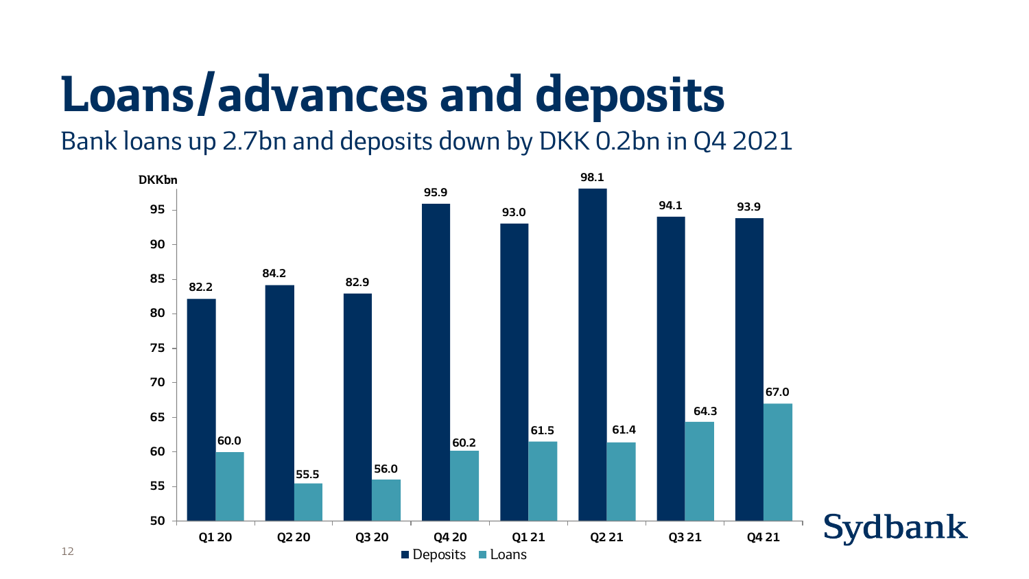# Loans/advances and deposits

Bank loans up 2.7bn and deposits down by DKK 0.2bn in Q4 2021

DKKbn

| | Q1 20 | Q2 20 | Q3 20 | Q4 20 | Q1 21 | Q2 21 | Q3 21 | Q4 21 |
|---|---|---|---|---|---|---|---|---|
| Deposits | 82.2 | 84.2 | 82.9 | 95.9 | 93.0 | 98.1 | 94.1 | 93.9 |
| Loans | 60.0 | 55.5 | 56.0 | 60.2 | 61.5 | 61.4 | 64.3 | 67.0 |

Sydbank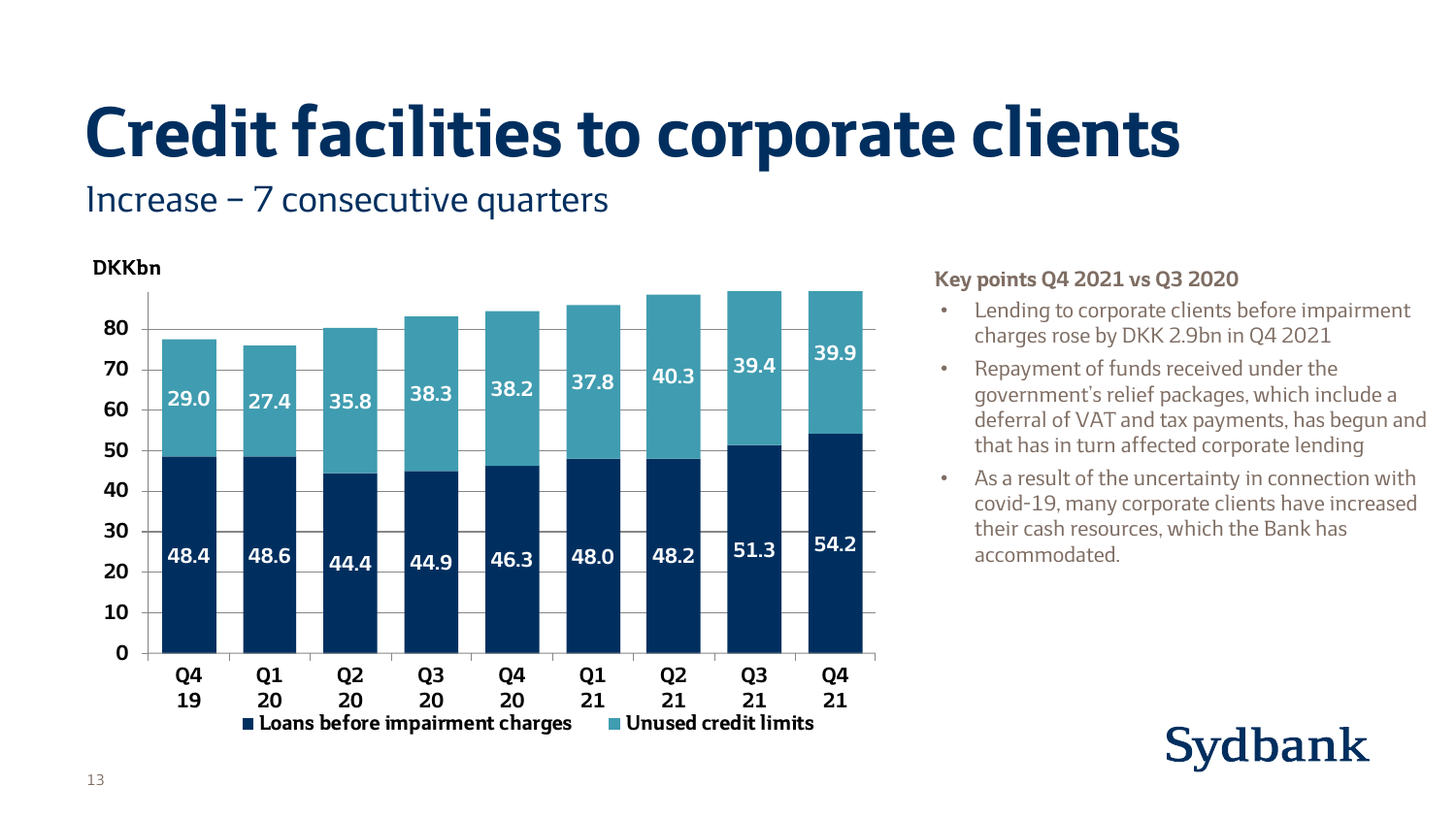# Credit facilities to corporate clients

Increase – 7 consecutive quarters

DKKbn

| | Q4 19 | Q1 20 | Q2 20 | Q3 20 | Q4 20 | Q1 21 | Q2 21 | Q3 21 | Q4 21 |
|---|---|---|---|---|---|---|---|---|---|
| Loans before impairment charges | 48.4 | 48.6 | 44.4 | 44.9 | 46.3 | 48.0 | 48.2 | 51.3 | 54.2 |
| Unused credit limits | 29.0 | 27.4 | 35.8 | 38.3 | 38.2 | 37.8 | 40.3 | 39.4 | 39.9 |

**Key points Q4 2021 vs Q3 2020**

- Lending to corporate clients before impairment charges rose by DKK 2.9bn in Q4 2021
- Repayment of funds received under the government's relief packages, which include a deferral of VAT and tax payments, has begun and that has in turn affected corporate lending
- As a result of the uncertainty in connection with covid-19, many corporate clients have increased their cash resources, which the Bank has accommodated.

Sydbank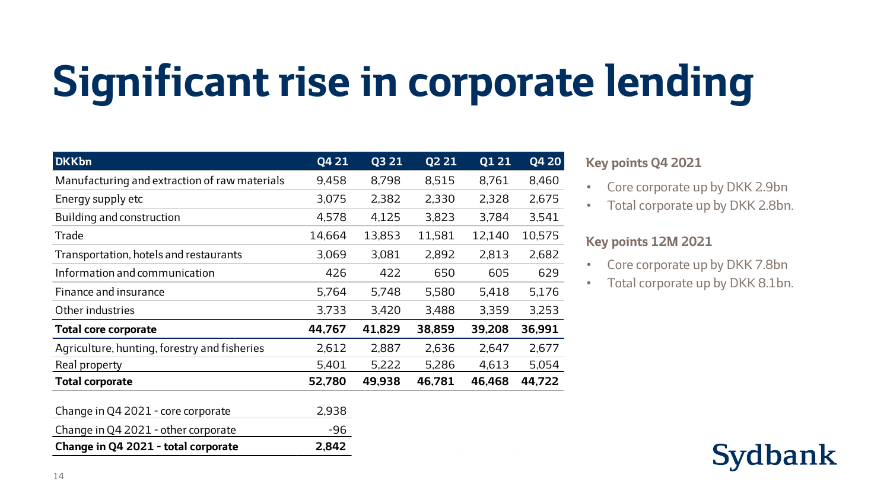# Significant rise in corporate lending

| DKKbn | Q4 21 | Q3 21 | Q2 21 | Q1 21 | Q4 20 |
|---|---|---|---|---|---|
| Manufacturing and extraction of raw materials | 9,458 | 8,798 | 8,515 | 8,761 | 8,460 |
| Energy supply etc | 3,075 | 2,382 | 2,330 | 2,328 | 2,675 |
| Building and construction | 4,578 | 4,125 | 3,823 | 3,784 | 3,541 |
| Trade | 14,664 | 13,853 | 11,581 | 12,140 | 10,575 |
| Transportation, hotels and restaurants | 3,069 | 3,081 | 2,892 | 2,813 | 2,682 |
| Information and communication | 426 | 422 | 650 | 605 | 629 |
| Finance and insurance | 5,764 | 5,748 | 5,580 | 5,418 | 5,176 |
| Other industries | 3,733 | 3,420 | 3,488 | 3,359 | 3,253 |
| **Total core corporate** | **44,767** | **41,829** | **38,859** | **39,208** | **36,991** |
| Agriculture, hunting, forestry and fisheries | 2,612 | 2,887 | 2,636 | 2,647 | 2,677 |
| Real property | 5,401 | 5,222 | 5,286 | 4,613 | 5,054 |
| **Total corporate** | **52,780** | **49,938** | **46,781** | **46,468** | **44,722** |

| | |
|---|---|
| Change in Q4 2021 - core corporate | 2,938 |
| Change in Q4 2021 - other corporate | -96 |
| **Change in Q4 2021 - total corporate** | **2,842** |

**Key points Q4 2021**

- Core corporate up by DKK 2.9bn
- Total corporate up by DKK 2.8bn.

**Key points 12M 2021**

- Core corporate up by DKK 7.8bn
- Total corporate up by DKK 8.1bn.

Sydbank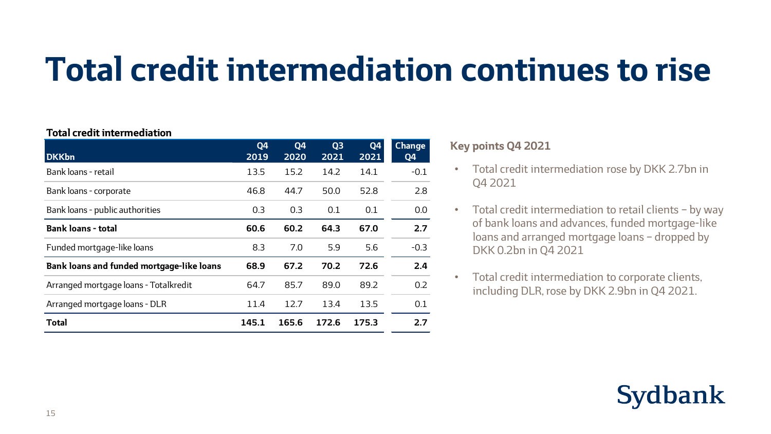# Total credit intermediation continues to rise

**Total credit intermediation**

| DKKbn | Q4 2019 | Q4 2020 | Q3 2021 | Q4 2021 | Change Q4 |
|---|---|---|---|---|---|
| Bank loans - retail | 13.5 | 15.2 | 14.2 | 14.1 | -0.1 |
| Bank loans - corporate | 46.8 | 44.7 | 50.0 | 52.8 | 2.8 |
| Bank loans - public authorities | 0.3 | 0.3 | 0.1 | 0.1 | 0.0 |
| **Bank loans - total** | **60.6** | **60.2** | **64.3** | **67.0** | **2.7** |
| Funded mortgage-like loans | 8.3 | 7.0 | 5.9 | 5.6 | -0.3 |
| **Bank loans and funded mortgage-like loans** | **68.9** | **67.2** | **70.2** | **72.6** | **2.4** |
| Arranged mortgage loans - Totalkredit | 64.7 | 85.7 | 89.0 | 89.2 | 0.2 |
| Arranged mortgage loans - DLR | 11.4 | 12.7 | 13.4 | 13.5 | 0.1 |
| **Total** | **145.1** | **165.6** | **172.6** | **175.3** | **2.7** |

**Key points Q4 2021**

- Total credit intermediation rose by DKK 2.7bn in Q4 2021
- Total credit intermediation to retail clients – by way of bank loans and advances, funded mortgage-like loans and arranged mortgage loans – dropped by DKK 0.2bn in Q4 2021
- Total credit intermediation to corporate clients, including DLR, rose by DKK 2.9bn in Q4 2021.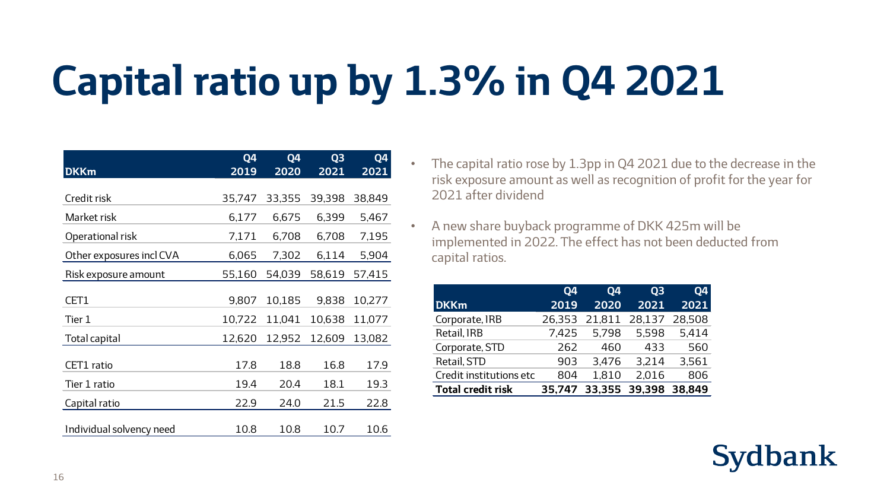# Capital ratio up by 1.3% in Q4 2021

| DKKm | Q4 2019 | Q4 2020 | Q3 2021 | Q4 2021 |
|---|---|---|---|---|
| Credit risk | 35,747 | 33,355 | 39,398 | 38,849 |
| Market risk | 6,177 | 6,675 | 6,399 | 5,467 |
| Operational risk | 7,171 | 6,708 | 6,708 | 7,195 |
| Other exposures incl CVA | 6,065 | 7,302 | 6,114 | 5,904 |
| Risk exposure amount | 55,160 | 54,039 | 58,619 | 57,415 |
| CET1 | 9,807 | 10,185 | 9,838 | 10,277 |
| Tier 1 | 10,722 | 11,041 | 10,638 | 11,077 |
| Total capital | 12,620 | 12,952 | 12,609 | 13,082 |
| CET1 ratio | 17.8 | 18.8 | 16.8 | 17.9 |
| Tier 1 ratio | 19.4 | 20.4 | 18.1 | 19.3 |
| Capital ratio | 22.9 | 24.0 | 21.5 | 22.8 |
| Individual solvency need | 10.8 | 10.8 | 10.7 | 10.6 |

- The capital ratio rose by 1.3pp in Q4 2021 due to the decrease in the risk exposure amount as well as recognition of profit for the year for 2021 after dividend
- A new share buyback programme of DKK 425m will be implemented in 2022. The effect has not been deducted from capital ratios.

| DKKm | Q4 2019 | Q4 2020 | Q3 2021 | Q4 2021 |
|---|---|---|---|---|
| Corporate, IRB | 26,353 | 21,811 | 28,137 | 28,508 |
| Retail, IRB | 7,425 | 5,798 | 5,598 | 5,414 |
| Corporate, STD | 262 | 460 | 433 | 560 |
| Retail, STD | 903 | 3,476 | 3,214 | 3,561 |
| Credit institutions etc | 804 | 1,810 | 2,016 | 806 |
| **Total credit risk** | **35,747** | **33,355** | **39,398** | **38,849** |

Sydbank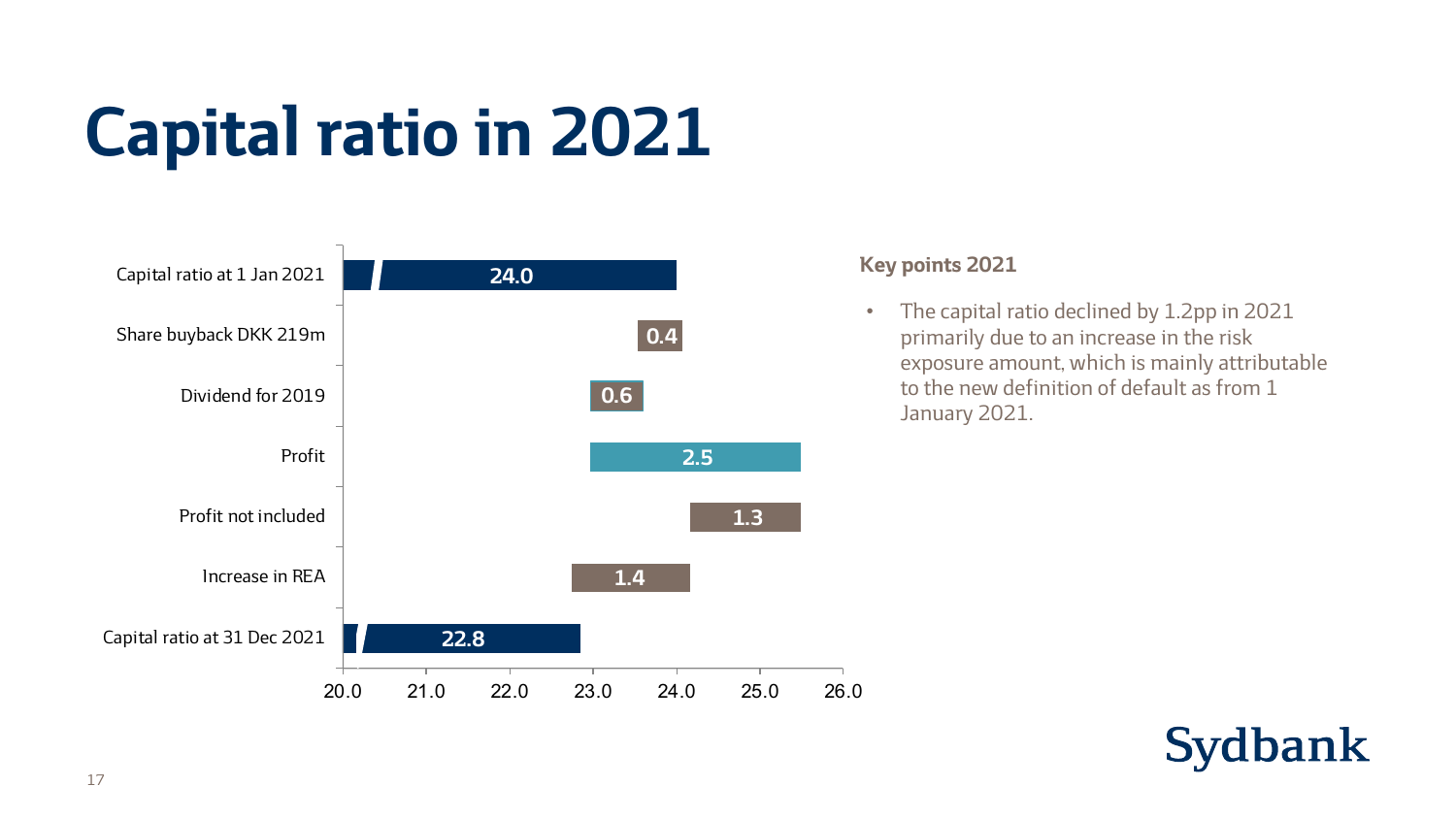# Capital ratio in 2021

| | |
|---|---|
| Capital ratio at 1 Jan 2021 | 24.0 |
| Share buyback DKK 219m | 0.4 |
| Dividend for 2019 | 0.6 |
| Profit | 2.5 |
| Profit not included | 1.3 |
| Increase in REA | 1.4 |
| Capital ratio at 31 Dec 2021 | 22.8 |

### Key points 2021

- The capital ratio declined by 1.2pp in 2021 primarily due to an increase in the risk exposure amount, which is mainly attributable to the new definition of default as from 1 January 2021.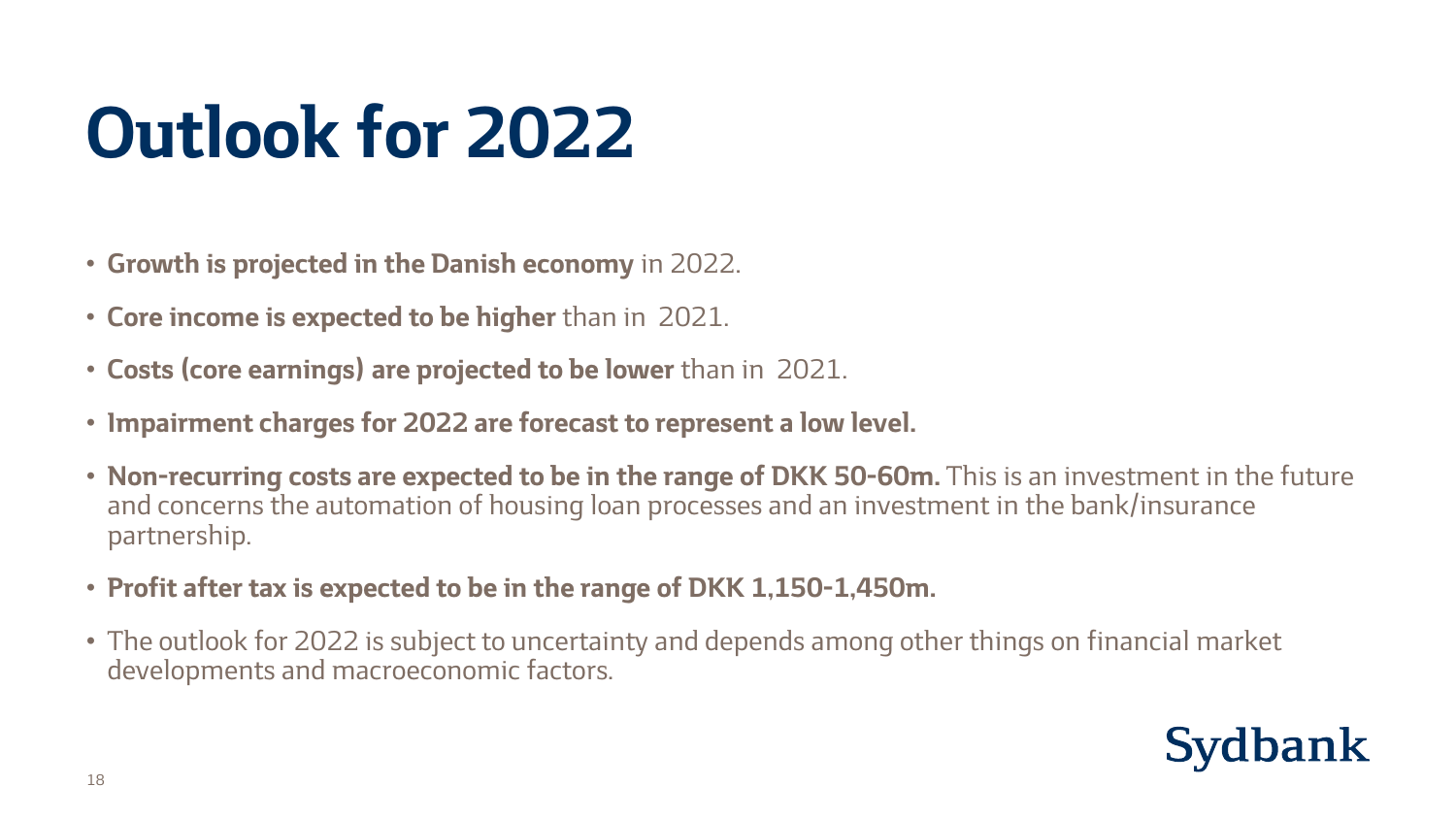# Outlook for 2022

- **Growth is projected in the Danish economy** in 2022.
- **Core income is expected to be higher** than in 2021.
- **Costs (core earnings) are projected to be lower** than in 2021.
- **Impairment charges for 2022 are forecast to represent a low level.**
- **Non-recurring costs are expected to be in the range of DKK 50-60m.** This is an investment in the future and concerns the automation of housing loan processes and an investment in the bank/insurance partnership.
- **Profit after tax is expected to be in the range of DKK 1,150-1,450m.**
- The outlook for 2022 is subject to uncertainty and depends among other things on financial market developments and macroeconomic factors.

Sydbank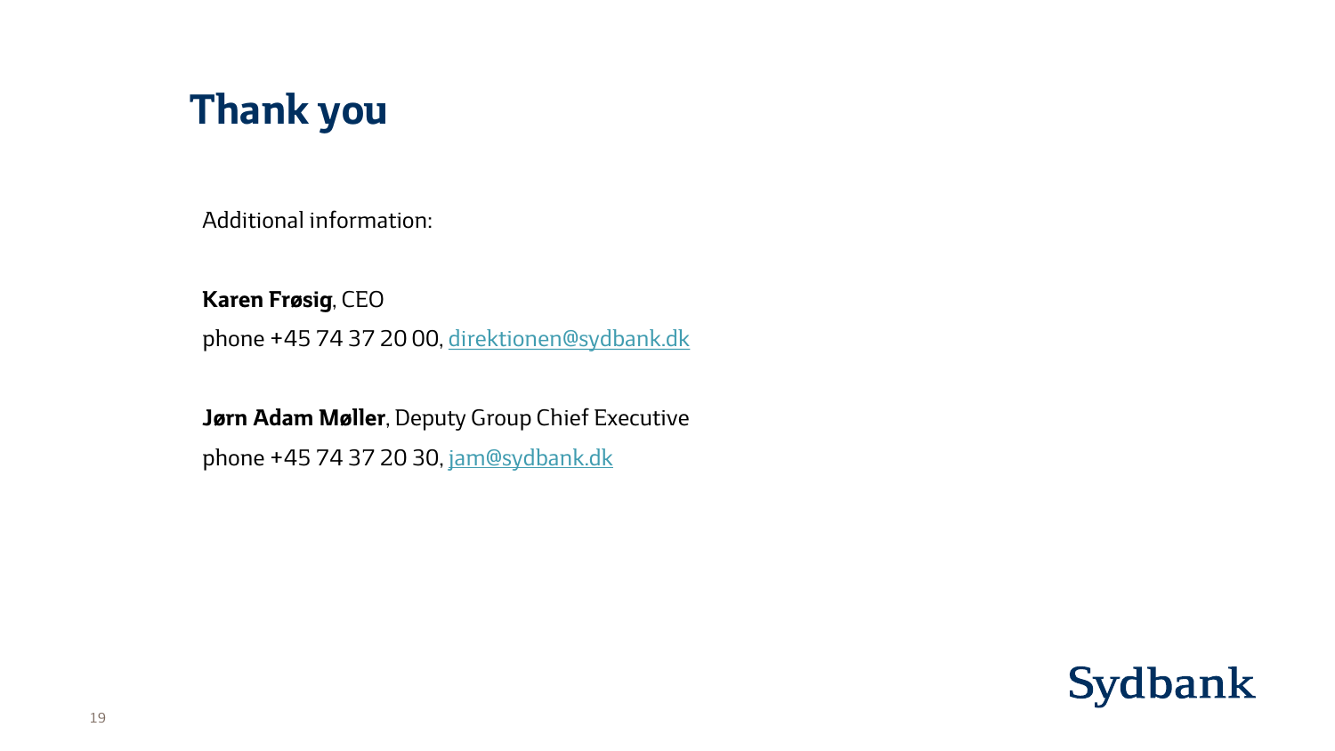# Thank you

Additional information:

**Karen Frøsig**, CEO

phone +45 74 37 20 00, direktionen@sydbank.dk

**Jørn Adam Møller**, Deputy Group Chief Executive

phone +45 74 37 20 30, jam@sydbank.dk

Sydbank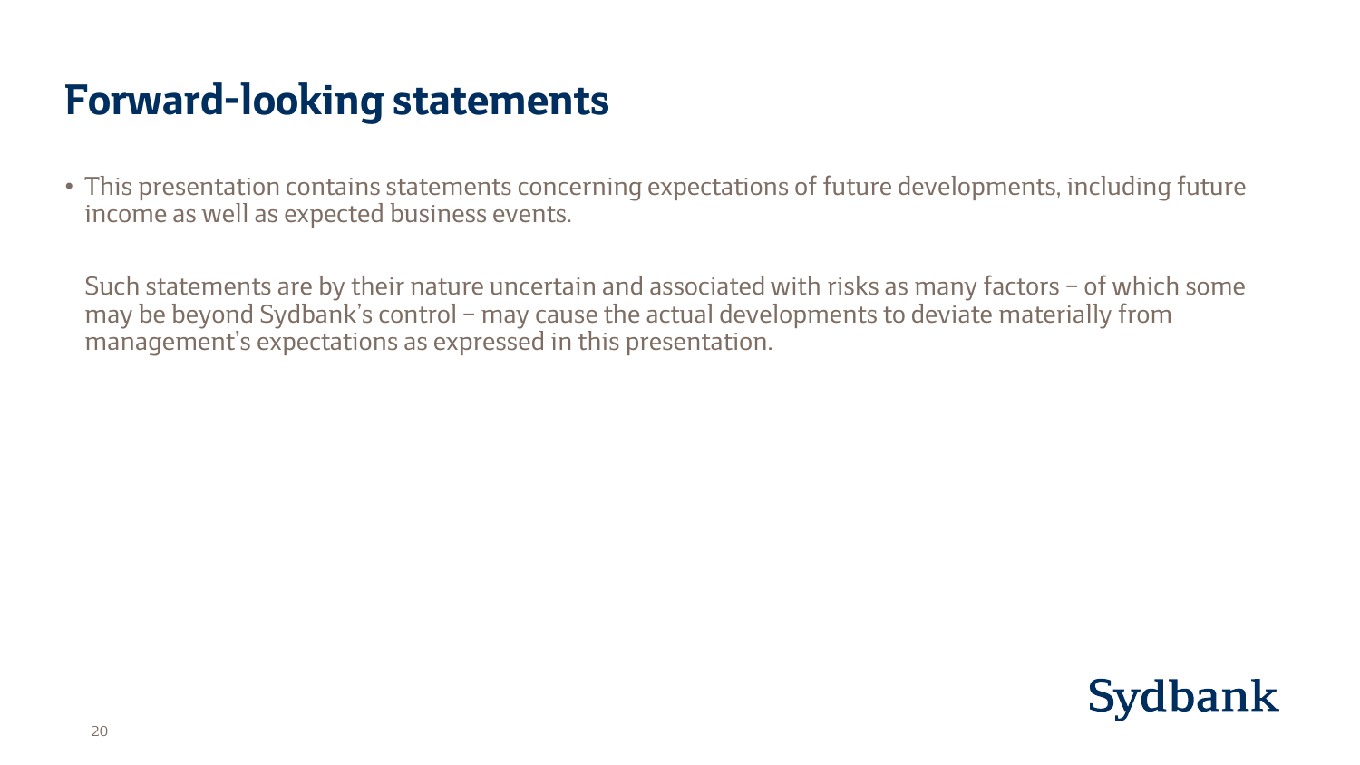# Forward-looking statements

- This presentation contains statements concerning expectations of future developments, including future income as well as expected business events.

  Such statements are by their nature uncertain and associated with risks as many factors – of which some may be beyond Sydbank's control – may cause the actual developments to deviate materially from management's expectations as expressed in this presentation.

Sydbank